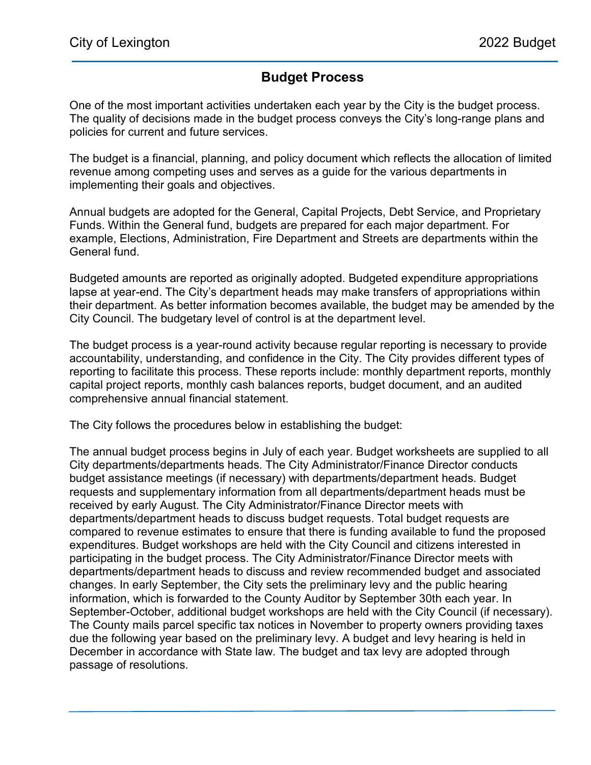## Budget Process

One of the most important activities undertaken each year by the City is the budget process. The quality of decisions made in the budget process conveys the City's long-range plans and policies for current and future services.

The budget is a financial, planning, and policy document which reflects the allocation of limited revenue among competing uses and serves as a guide for the various departments in implementing their goals and objectives.

Annual budgets are adopted for the General, Capital Projects, Debt Service, and Proprietary Funds. Within the General fund, budgets are prepared for each major department. For example, Elections, Administration, Fire Department and Streets are departments within the General fund.

Budgeted amounts are reported as originally adopted. Budgeted expenditure appropriations lapse at year-end. The City's department heads may make transfers of appropriations within their department. As better information becomes available, the budget may be amended by the City Council. The budgetary level of control is at the department level.

The budget process is a year-round activity because regular reporting is necessary to provide accountability, understanding, and confidence in the City. The City provides different types of reporting to facilitate this process. These reports include: monthly department reports, monthly capital project reports, monthly cash balances reports, budget document, and an audited comprehensive annual financial statement.

The City follows the procedures below in establishing the budget:

The annual budget process begins in July of each year. Budget worksheets are supplied to all City departments/departments heads. The City Administrator/Finance Director conducts budget assistance meetings (if necessary) with departments/department heads. Budget requests and supplementary information from all departments/department heads must be received by early August. The City Administrator/Finance Director meets with departments/department heads to discuss budget requests. Total budget requests are compared to revenue estimates to ensure that there is funding available to fund the proposed expenditures. Budget workshops are held with the City Council and citizens interested in participating in the budget process. The City Administrator/Finance Director meets with departments/department heads to discuss and review recommended budget and associated changes. In early September, the City sets the preliminary levy and the public hearing information, which is forwarded to the County Auditor by September 30th each year. In September-October, additional budget workshops are held with the City Council (if necessary). The County mails parcel specific tax notices in November to property owners providing taxes due the following year based on the preliminary levy. A budget and levy hearing is held in December in accordance with State law. The budget and tax levy are adopted through passage of resolutions.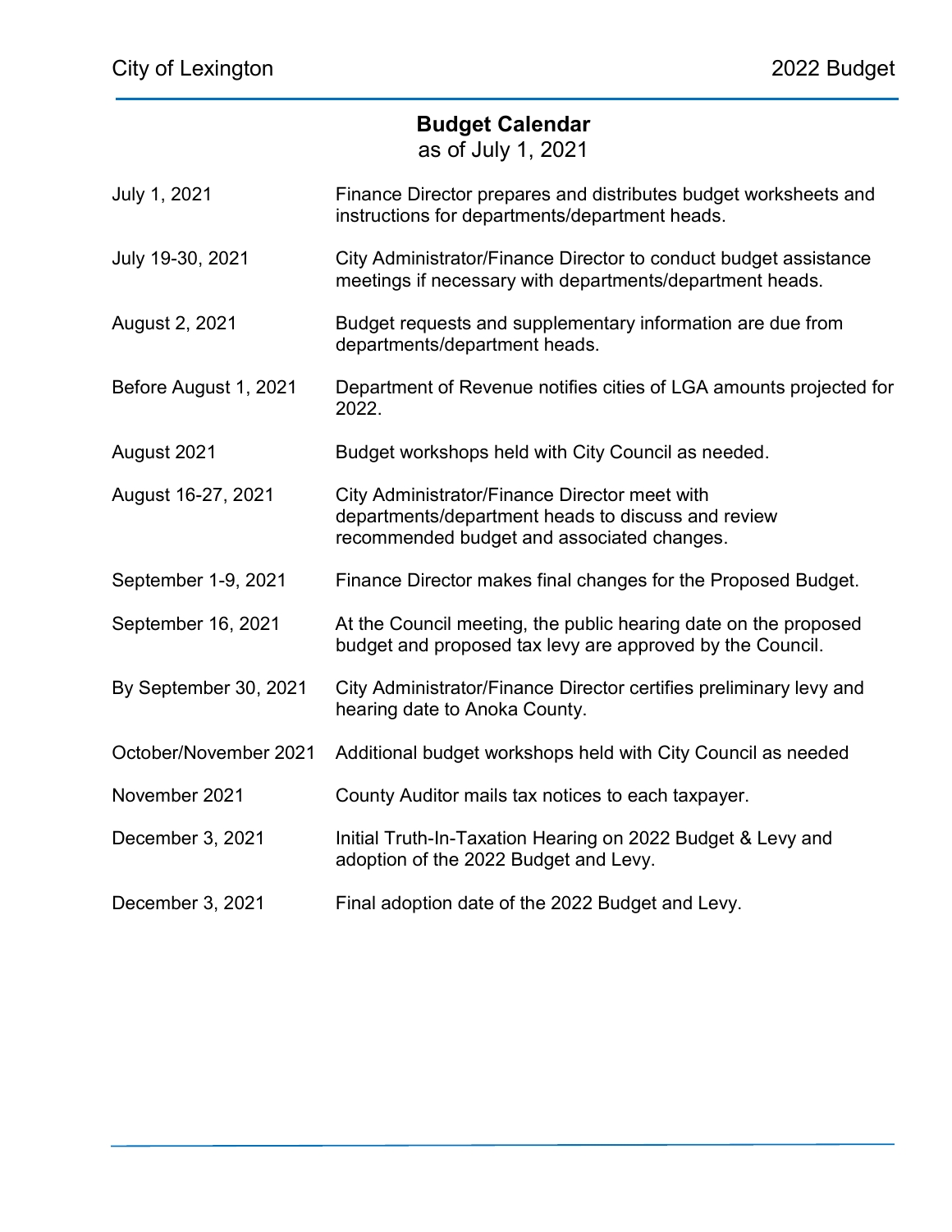## Budget Calendar

as of July 1, 2021

| | |
|---|---|
| July 1, 2021 | Finance Director prepares and distributes budget worksheets and instructions for departments/department heads. |
| July 19-30, 2021 | City Administrator/Finance Director to conduct budget assistance meetings if necessary with departments/department heads. |
| August 2, 2021 | Budget requests and supplementary information are due from departments/department heads. |
| Before August 1, 2021 | Department of Revenue notifies cities of LGA amounts projected for 2022. |
| August 2021 | Budget workshops held with City Council as needed. |
| August 16-27, 2021 | City Administrator/Finance Director meet with departments/department heads to discuss and review recommended budget and associated changes. |
| September 1-9, 2021 | Finance Director makes final changes for the Proposed Budget. |
| September 16, 2021 | At the Council meeting, the public hearing date on the proposed budget and proposed tax levy are approved by the Council. |
| By September 30, 2021 | City Administrator/Finance Director certifies preliminary levy and hearing date to Anoka County. |
| October/November 2021 | Additional budget workshops held with City Council as needed |
| November 2021 | County Auditor mails tax notices to each taxpayer. |
| December 3, 2021 | Initial Truth-In-Taxation Hearing on 2022 Budget & Levy and adoption of the 2022 Budget and Levy. |
| December 3, 2021 | Final adoption date of the 2022 Budget and Levy. |